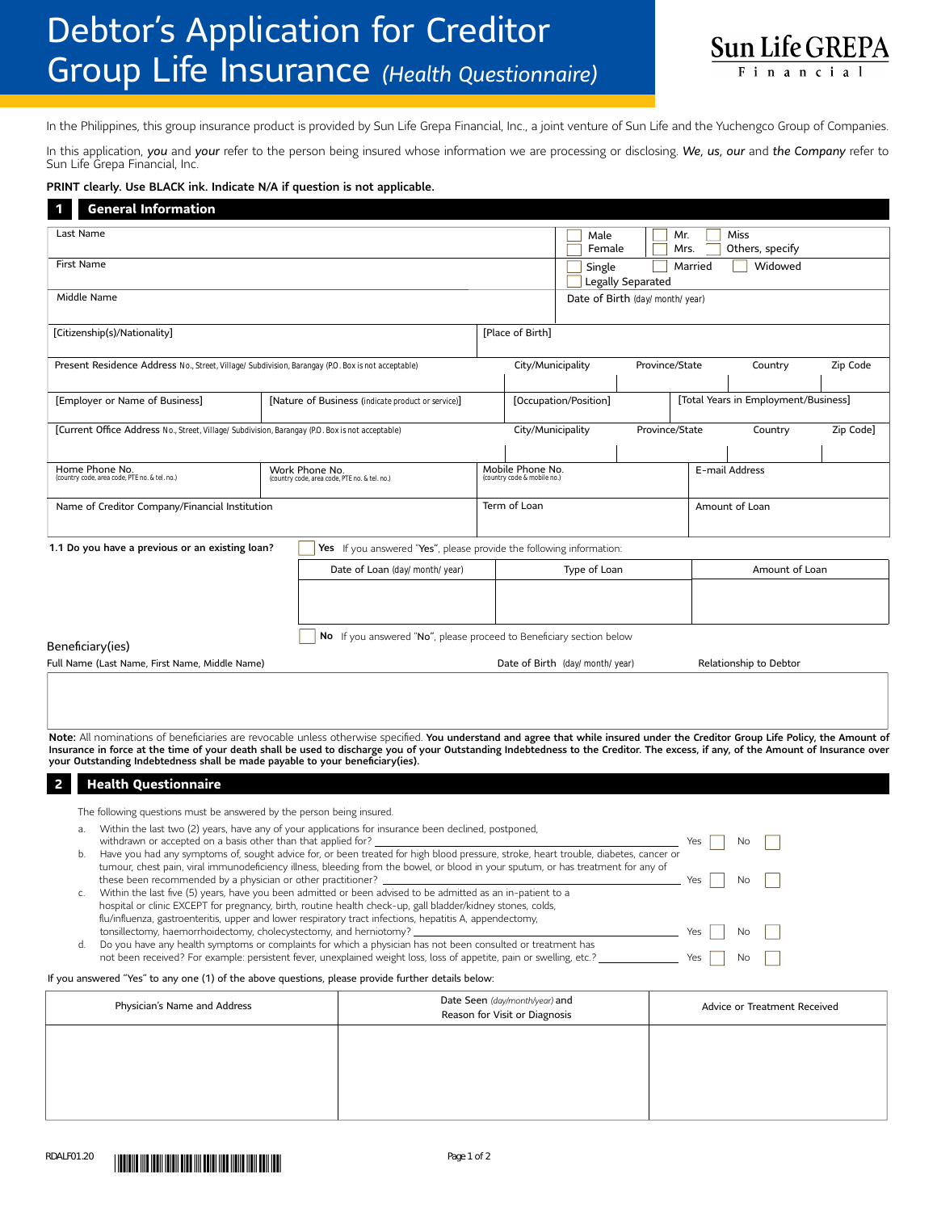# Debtor's Application for Creditor Group Life Insurance *(Health Questionnaire)*

Sun Life GREPA Financial

In the Philippines, this group insurance product is provided by Sun Life Grepa Financial, Inc., a joint venture of Sun Life and the Yuchengco Group of Companies.

In this application, *you* and *your* refer to the person being insured whose information we are processing or disclosing. *We, us, our* and *the Company* refer to Sun Life Grepa Financial, Inc.

**PRINT clearly. Use BLACK ink. Indicate N/A if question is not applicable.**

## 1 General Information

| | |
|---|---|
| Last Name | ☐ Male ☐ Female ☐ Mr. ☐ Mrs. ☐ Miss ☐ Others, specify |
| First Name | ☐ Single ☐ Married ☐ Widowed ☐ Legally Separated |
| Middle Name | Date of Birth (day/ month/ year) |
| [Citizenship(s)/Nationality] | [Place of Birth] |

| Present Residence Address No., Street, Village/ Subdivision, Barangay (P.O. Box is not acceptable) | City/Municipality | Province/State | Country | Zip Code |
|---|---|---|---|---|
| | | | | |

| [Employer or Name of Business] | [Nature of Business (indicate product or service)] | [Occupation/Position] | [Total Years in Employment/Business] |
|---|---|---|---|
| | | | |

| [Current Office Address No., Street, Village/ Subdivision, Barangay (P.O. Box is not acceptable) | City/Municipality | Province/State | Country | Zip Code] |
|---|---|---|---|---|
| | | | | |

| Home Phone No. (country code, area code, PTE no. & tel. no.) | Work Phone No. (country code, area code, PTE no. & tel. no.) | Mobile Phone No. (country code & mobile no.) | E-mail Address |
|---|---|---|---|
| | | | |

| Name of Creditor Company/Financial Institution | Term of Loan | Amount of Loan |
|---|---|---|
| | | |

**1.1 Do you have a previous or an existing loan?**

☐ **Yes** If you answered "Yes", please provide the following information:

| Date of Loan (day/ month/ year) | Type of Loan | Amount of Loan |
|---|---|---|
| | | |

☐ **No** If you answered "No", please proceed to Beneficiary section below

### Beneficiary(ies)

| Full Name (Last Name, First Name, Middle Name) | Date of Birth (day/ month/ year) | Relationship to Debtor |
|---|---|---|
| | | |

**Note:** All nominations of beneficiaries are revocable unless otherwise specified. **You understand and agree that while insured under the Creditor Group Life Policy, the Amount of Insurance in force at the time of your death shall be used to discharge you of your Outstanding Indebtedness to the Creditor. The excess, if any, of the Amount of Insurance over your Outstanding Indebtedness shall be made payable to your beneficiary(ies).**

## 2 Health Questionnaire

The following questions must be answered by the person being insured.

a. Within the last two (2) years, have any of your applications for insurance been declined, postponed, withdrawn or accepted on a basis other than that applied for? Yes ☐ No ☐

b. Have you had any symptoms of, sought advice for, or been treated for high blood pressure, stroke, heart trouble, diabetes, cancer or tumour, chest pain, viral immunodeficiency illness, bleeding from the bowel, or blood in your sputum, or has treatment for any of these been recommended by a physician or other practitioner? Yes ☐ No ☐

c. Within the last five (5) years, have you been admitted or been advised to be admitted as an in-patient to a hospital or clinic EXCEPT for pregnancy, birth, routine health check-up, gall bladder/kidney stones, colds, flu/influenza, gastroenteritis, upper and lower respiratory tract infections, hepatitis A, appendectomy, tonsillectomy, haemorrhoidectomy, cholecystectomy, and herniotomy? Yes ☐ No ☐

d. Do you have any health symptoms or complaints for which a physician has not been consulted or treatment has not been received? For example: persistent fever, unexplained weight loss, loss of appetite, pain or swelling, etc.? Yes ☐ No ☐

If you answered "Yes" to any one (1) of the above questions, please provide further details below:

| Physician's Name and Address | Date Seen *(day/month/year)* and Reason for Visit or Diagnosis | Advice or Treatment Received |
|---|---|---|
| | | |

RDALF01.20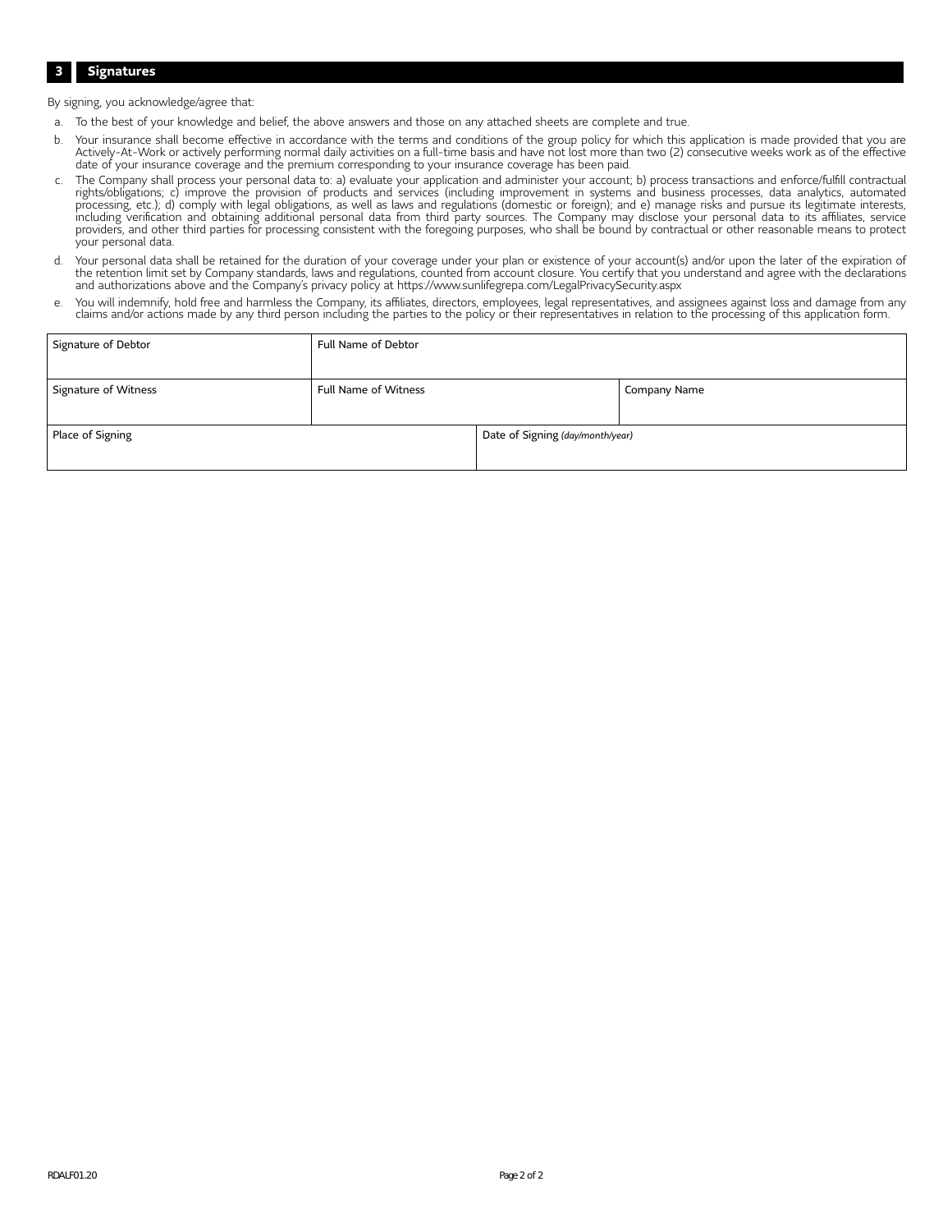## 3 Signatures

By signing, you acknowledge/agree that:

a. To the best of your knowledge and belief, the above answers and those on any attached sheets are complete and true.

b. Your insurance shall become effective in accordance with the terms and conditions of the group policy for which this application is made provided that you are Actively-At-Work or actively performing normal daily activities on a full-time basis and have not lost more than two (2) consecutive weeks work as of the effective date of your insurance coverage and the premium corresponding to your insurance coverage has been paid.

c. The Company shall process your personal data to: a) evaluate your application and administer your account; b) process transactions and enforce/fulfill contractual rights/obligations; c) improve the provision of products and services (including improvement in systems and business processes, data analytics, automated processing, etc.); d) comply with legal obligations, as well as laws and regulations (domestic or foreign); and e) manage risks and pursue its legitimate interests, including verification and obtaining additional personal data from third party sources. The Company may disclose your personal data to its affiliates, service providers, and other third parties for processing consistent with the foregoing purposes, who shall be bound by contractual or other reasonable means to protect your personal data.

d. Your personal data shall be retained for the duration of your coverage under your plan or existence of your account(s) and/or upon the later of the expiration of the retention limit set by Company standards, laws and regulations, counted from account closure. You certify that you understand and agree with the declarations and authorizations above and the Company's privacy policy at https://www.sunlifegrepa.com/LegalPrivacySecurity.aspx

e. You will indemnify, hold free and harmless the Company, its affiliates, directors, employees, legal representatives, and assignees against loss and damage from any claims and/or actions made by any third person including the parties to the policy or their representatives in relation to the processing of this application form.

| | | |
|---|---|---|
| Signature of Debtor | Full Name of Debtor | |
| Signature of Witness | Full Name of Witness | Company Name |
| Place of Signing | Date of Signing *(day/month/year)* | |

RDALF01.20